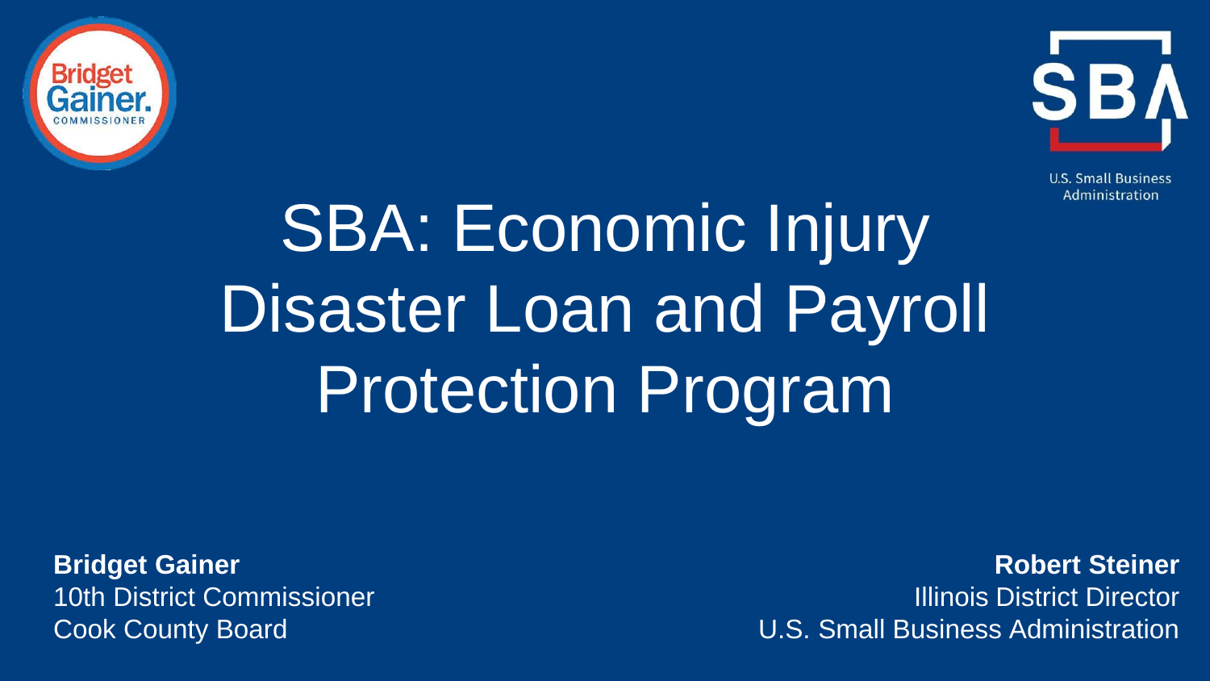Bridget Gainer. COMMISSIONER

SBA U.S. Small Business Administration

# SBA: Economic Injury Disaster Loan and Payroll Protection Program

**Bridget Gainer**
10th District Commissioner
Cook County Board

**Robert Steiner**
Illinois District Director
U.S. Small Business Administration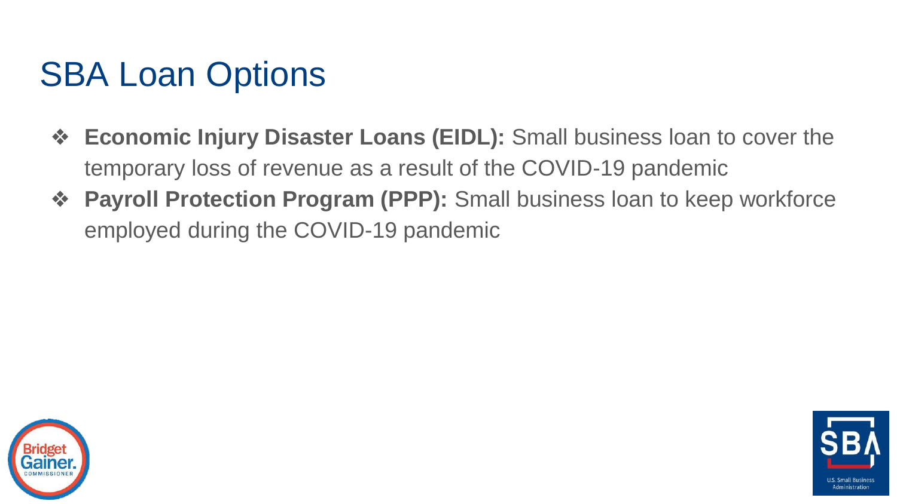# SBA Loan Options

- **Economic Injury Disaster Loans (EIDL):** Small business loan to cover the temporary loss of revenue as a result of the COVID-19 pandemic
- **Payroll Protection Program (PPP):** Small business loan to keep workforce employed during the COVID-19 pandemic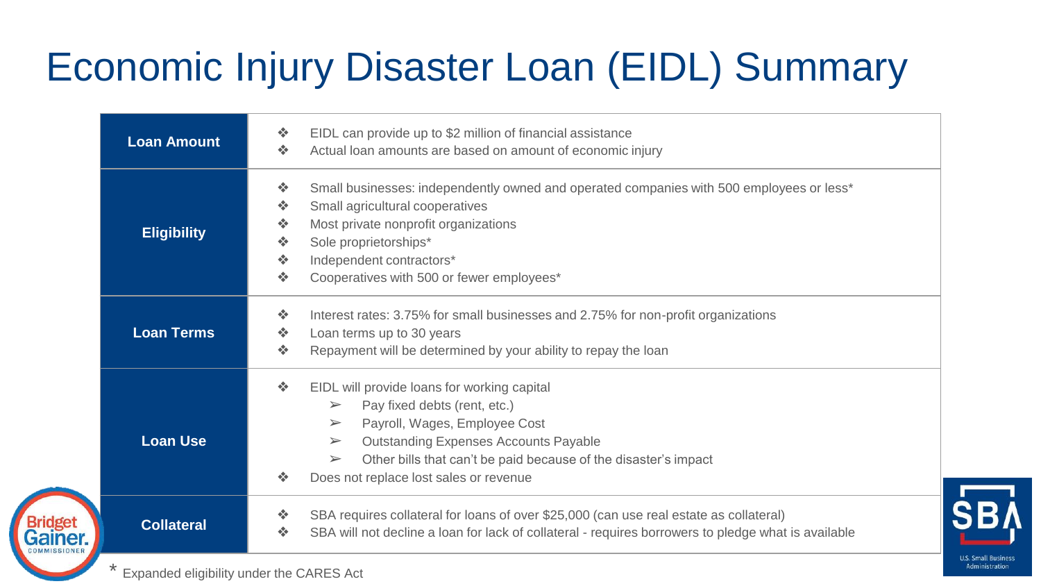# Economic Injury Disaster Loan (EIDL) Summary

| | |
|---|---|
| **Loan Amount** | ❖ EIDL can provide up to $2 million of financial assistance<br>❖ Actual loan amounts are based on amount of economic injury |
| **Eligibility** | ❖ Small businesses: independently owned and operated companies with 500 employees or less*<br>❖ Small agricultural cooperatives<br>❖ Most private nonprofit organizations<br>❖ Sole proprietorships*<br>❖ Independent contractors*<br>❖ Cooperatives with 500 or fewer employees* |
| **Loan Terms** | ❖ Interest rates: 3.75% for small businesses and 2.75% for non-profit organizations<br>❖ Loan terms up to 30 years<br>❖ Repayment will be determined by your ability to repay the loan |
| **Loan Use** | ❖ EIDL will provide loans for working capital<br>➢ Pay fixed debts (rent, etc.)<br>➢ Payroll, Wages, Employee Cost<br>➢ Outstanding Expenses Accounts Payable<br>➢ Other bills that can't be paid because of the disaster's impact<br>❖ Does not replace lost sales or revenue |
| **Collateral** | ❖ SBA requires collateral for loans of over $25,000 (can use real estate as collateral)<br>❖ SBA will not decline a loan for lack of collateral - requires borrowers to pledge what is available |

* Expanded eligibility under the CARES Act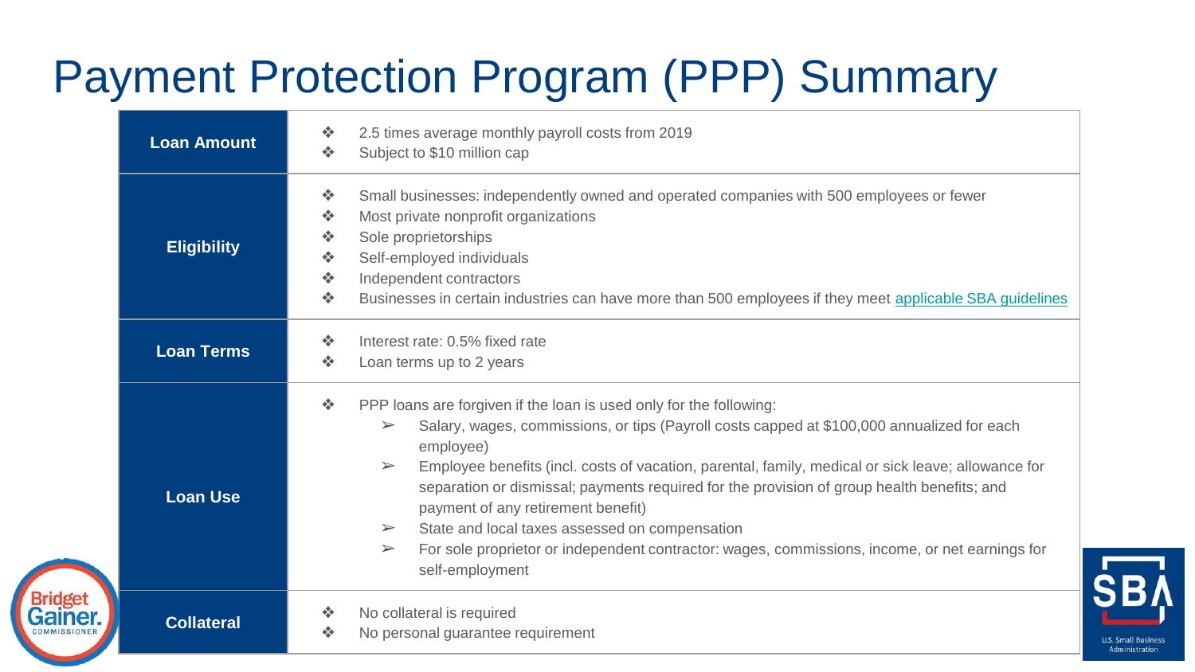# Payment Protection Program (PPP) Summary

| | |
|---|---|
| **Loan Amount** | ❖ 2.5 times average monthly payroll costs from 2019<br>❖ Subject to $10 million cap |
| **Eligibility** | ❖ Small businesses: independently owned and operated companies with 500 employees or fewer<br>❖ Most private nonprofit organizations<br>❖ Sole proprietorships<br>❖ Self-employed individuals<br>❖ Independent contractors<br>❖ Businesses in certain industries can have more than 500 employees if they meet applicable SBA guidelines |
| **Loan Terms** | ❖ Interest rate: 0.5% fixed rate<br>❖ Loan terms up to 2 years |
| **Loan Use** | ❖ PPP loans are forgiven if the loan is used only for the following:<br>➢ Salary, wages, commissions, or tips (Payroll costs capped at $100,000 annualized for each employee)<br>➢ Employee benefits (incl. costs of vacation, parental, family, medical or sick leave; allowance for separation or dismissal; payments required for the provision of group health benefits; and payment of any retirement benefit)<br>➢ State and local taxes assessed on compensation<br>➢ For sole proprietor or independent contractor: wages, commissions, income, or net earnings for self-employment |
| **Collateral** | ❖ No collateral is required<br>❖ No personal guarantee requirement |

Bridget Gainer. COMMISSIONER

SBA U.S. Small Business Administration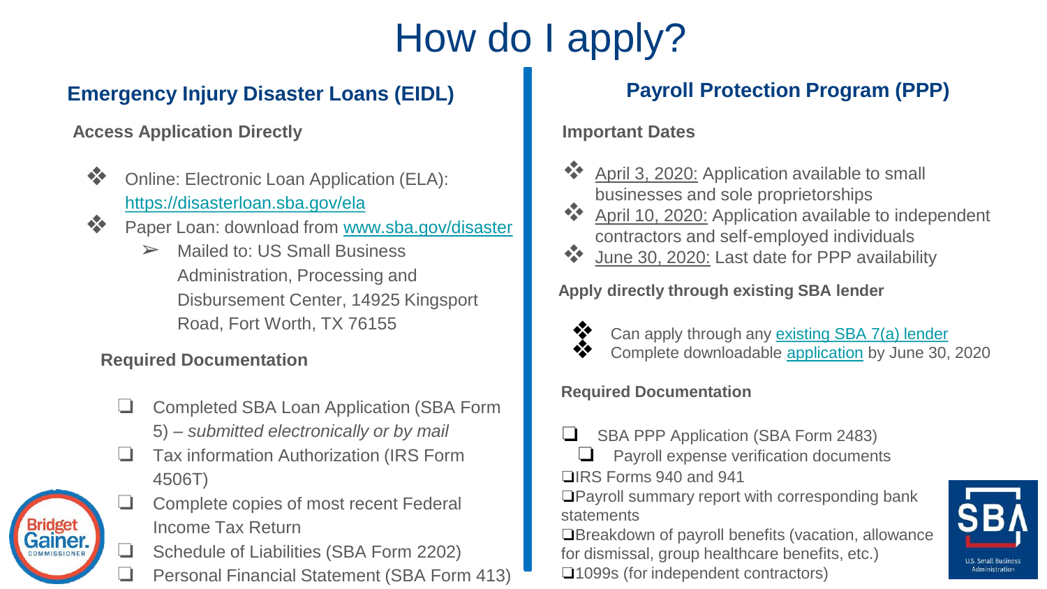# How do I apply?

## Emergency Injury Disaster Loans (EIDL)

### Access Application Directly

- Online: Electronic Loan Application (ELA): https://disasterloan.sba.gov/ela
- Paper Loan: download from www.sba.gov/disaster
  - Mailed to: US Small Business Administration, Processing and Disbursement Center, 14925 Kingsport Road, Fort Worth, TX 76155

### Required Documentation

- [ ] Completed SBA Loan Application (SBA Form 5) – *submitted electronically or by mail*
- [ ] Tax information Authorization (IRS Form 4506T)
- [ ] Complete copies of most recent Federal Income Tax Return
- [ ] Schedule of Liabilities (SBA Form 2202)
- [ ] Personal Financial Statement (SBA Form 413)

## Payroll Protection Program (PPP)

### Important Dates

- April 3, 2020: Application available to small businesses and sole proprietorships
- April 10, 2020: Application available to independent contractors and self-employed individuals
- June 30, 2020: Last date for PPP availability

### Apply directly through existing SBA lender

- Can apply through any existing SBA 7(a) lender
- Complete downloadable application by June 30, 2020

### Required Documentation

- [ ] SBA PPP Application (SBA Form 2483)
  - [ ] Payroll expense verification documents
- [ ] IRS Forms 940 and 941
- [ ] Payroll summary report with corresponding bank statements
- [ ] Breakdown of payroll benefits (vacation, allowance for dismissal, group healthcare benefits, etc.)
- [ ] 1099s (for independent contractors)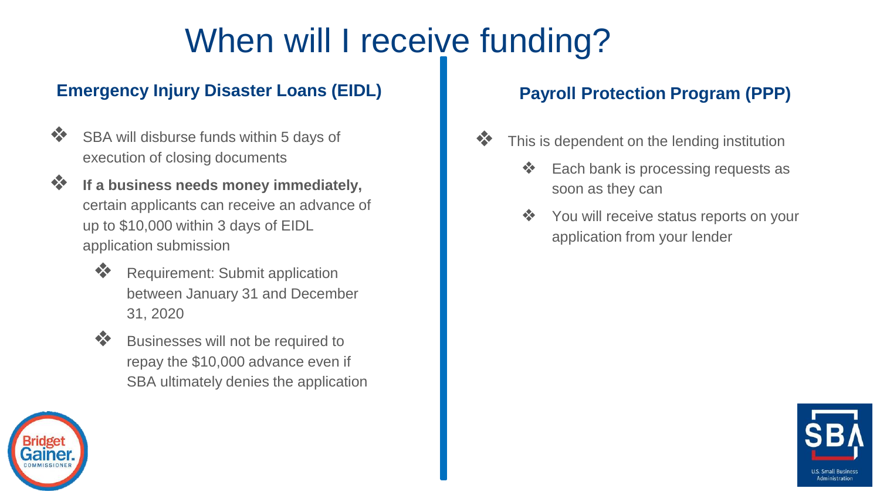# When will I receive funding?

## Emergency Injury Disaster Loans (EIDL)

- SBA will disburse funds within 5 days of execution of closing documents
- **If a business needs money immediately,** certain applicants can receive an advance of up to $10,000 within 3 days of EIDL application submission
  - Requirement: Submit application between January 31 and December 31, 2020
  - Businesses will not be required to repay the $10,000 advance even if SBA ultimately denies the application

## Payroll Protection Program (PPP)

- This is dependent on the lending institution
  - Each bank is processing requests as soon as they can
  - You will receive status reports on your application from your lender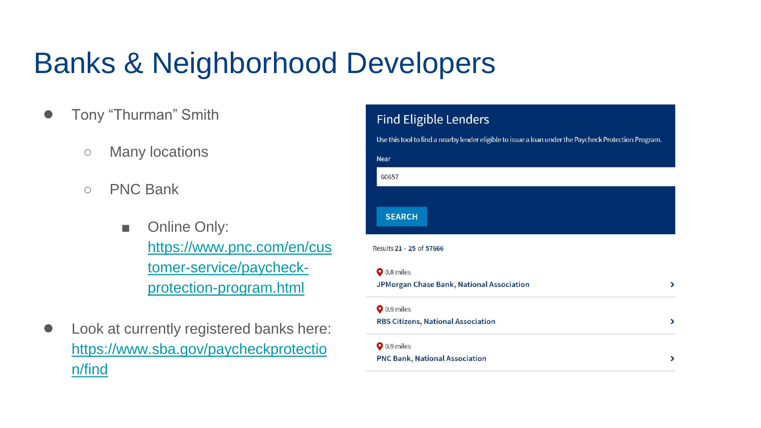# Banks & Neighborhood Developers

- Tony "Thurman" Smith
  - Many locations
  - PNC Bank
    - Online Only: https://www.pnc.com/en/customer-service/paycheck-protection-program.html
- Look at currently registered banks here: https://www.sba.gov/paycheckprotection/find

## Find Eligible Lenders

Use this tool to find a nearby lender eligible to issue a loan under the Paycheck Protection Program.

Near

60657

SEARCH

Results **21** - **25** of **57666**

0.8 miles
**JPMorgan Chase Bank, National Association**

0.9 miles
**RBS Citizens, National Association**

0.9 miles
**PNC Bank, National Association**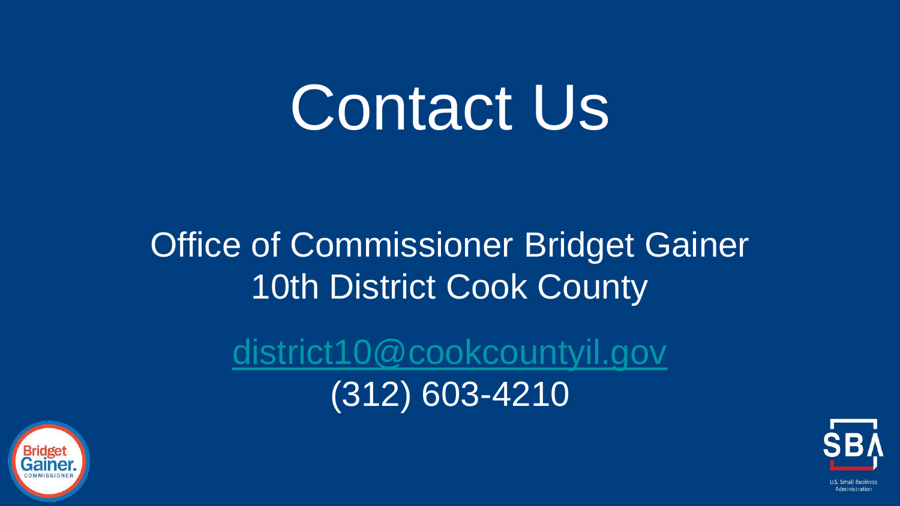# Contact Us

Office of Commissioner Bridget Gainer
10th District Cook County

[district10@cookcountyil.gov](mailto:district10@cookcountyil.gov)
(312) 603-4210

Bridget Gainer. COMMISSIONER

SBA U.S. Small Business Administration